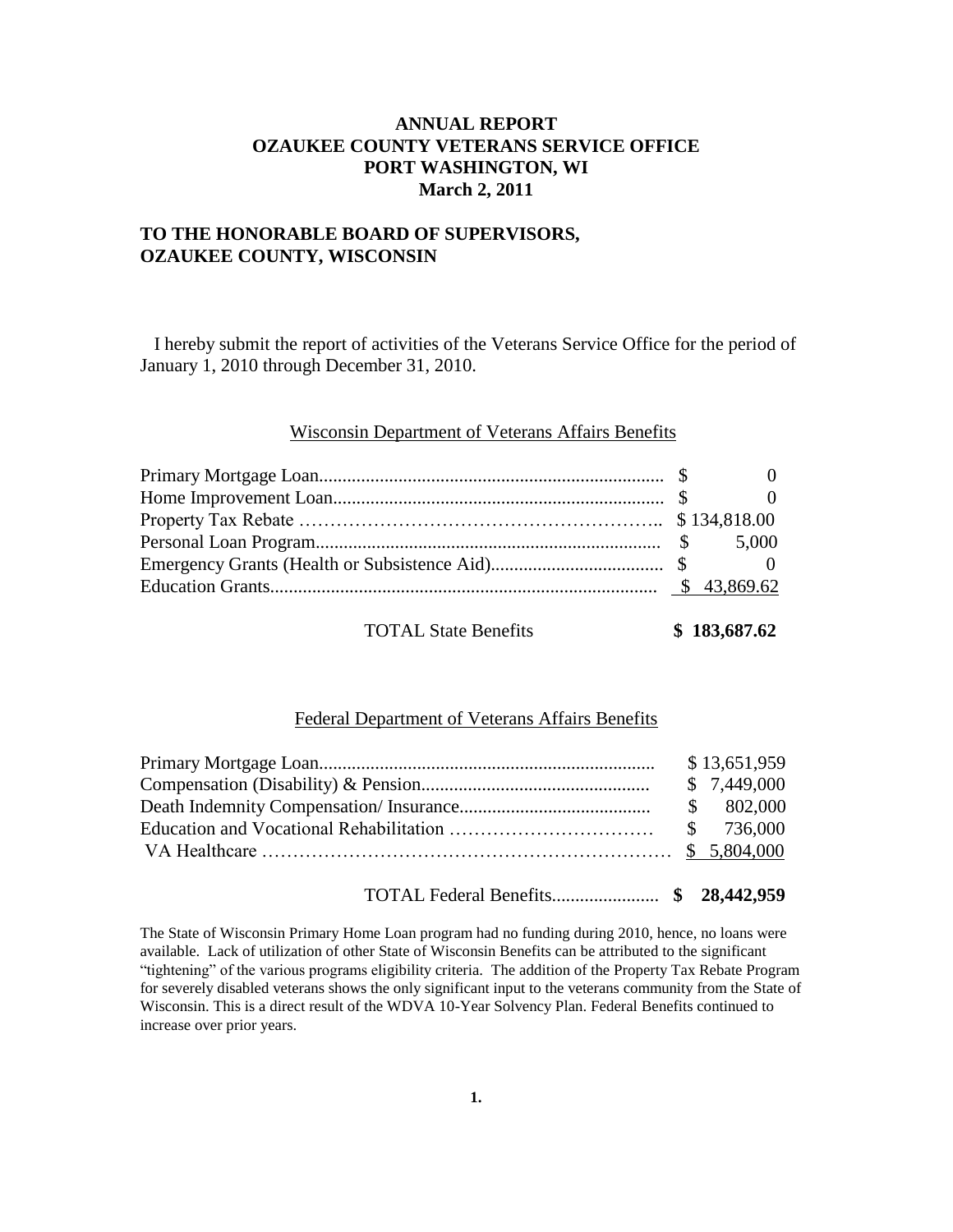**ANNUAL REPORT**
**OZAUKEE COUNTY VETERANS SERVICE OFFICE**
**PORT WASHINGTON, WI**
**March 2, 2011**

**TO THE HONORABLE BOARD OF SUPERVISORS,**
**OZAUKEE COUNTY, WISCONSIN**

I hereby submit the report of activities of the Veterans Service Office for the period of January 1, 2010 through December 31, 2010.

## Wisconsin Department of Veterans Affairs Benefits

| Benefit | Amount |
|---|---|
| Primary Mortgage Loan | $ 0 |
| Home Improvement Loan | $ 0 |
| Property Tax Rebate | $ 134,818.00 |
| Personal Loan Program | $ 5,000 |
| Emergency Grants (Health or Subsistence Aid) | $ 0 |
| Education Grants | $ 43,869.62 |
| TOTAL State Benefits | **$ 183,687.62** |

## Federal Department of Veterans Affairs Benefits

| Benefit | Amount |
|---|---|
| Primary Mortgage Loan | $ 13,651,959 |
| Compensation (Disability) & Pension | $ 7,449,000 |
| Death Indemnity Compensation/ Insurance | $ 802,000 |
| Education and Vocational Rehabilitation | $ 736,000 |
| VA Healthcare | $ 5,804,000 |
| TOTAL Federal Benefits | **$ 28,442,959** |

The State of Wisconsin Primary Home Loan program had no funding during 2010, hence, no loans were available. Lack of utilization of other State of Wisconsin Benefits can be attributed to the significant "tightening" of the various programs eligibility criteria. The addition of the Property Tax Rebate Program for severely disabled veterans shows the only significant input to the veterans community from the State of Wisconsin. This is a direct result of the WDVA 10-Year Solvency Plan. Federal Benefits continued to increase over prior years.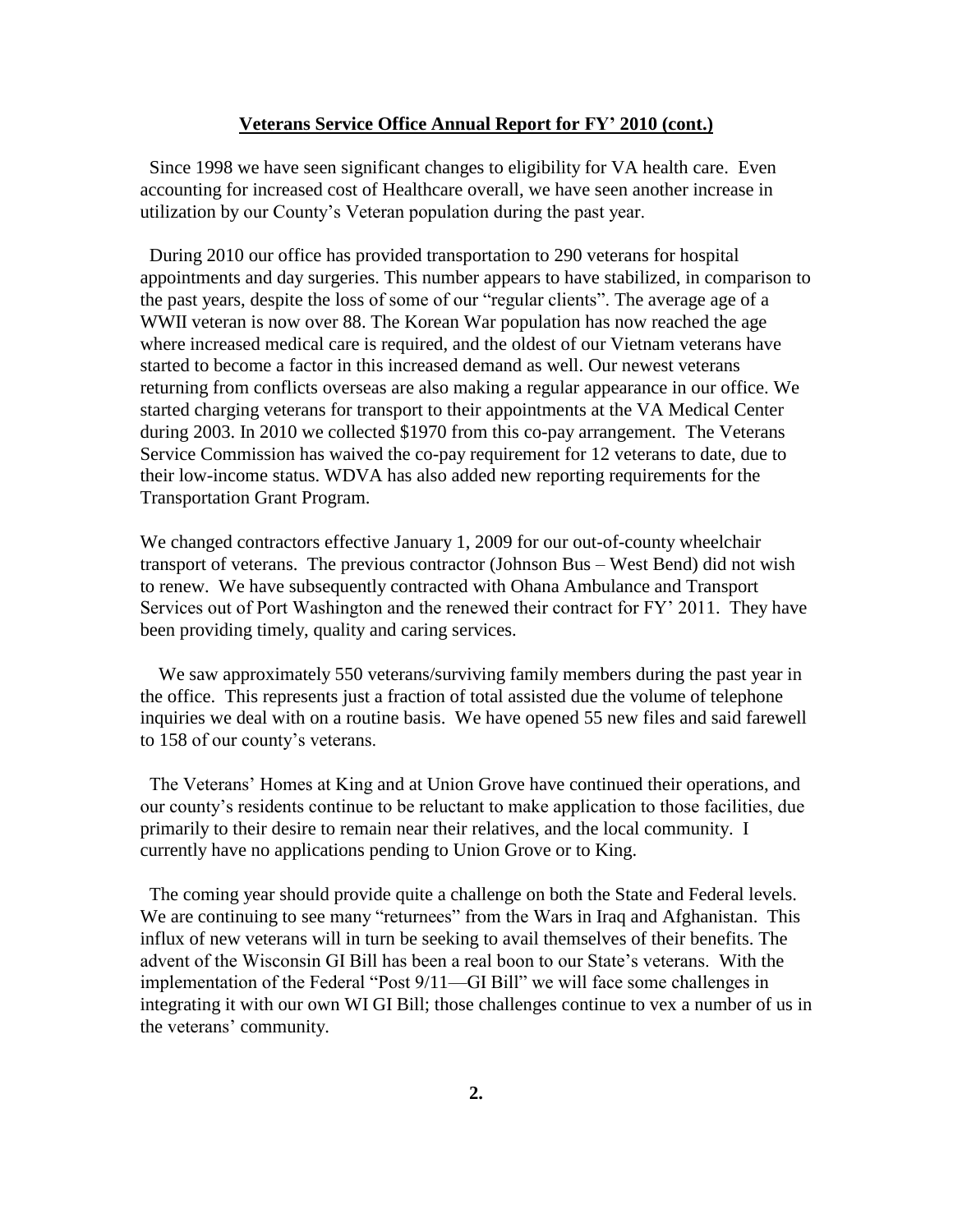## Veterans Service Office Annual Report for FY' 2010 (cont.)

Since 1998 we have seen significant changes to eligibility for VA health care. Even accounting for increased cost of Healthcare overall, we have seen another increase in utilization by our County's Veteran population during the past year.

During 2010 our office has provided transportation to 290 veterans for hospital appointments and day surgeries. This number appears to have stabilized, in comparison to the past years, despite the loss of some of our "regular clients". The average age of a WWII veteran is now over 88. The Korean War population has now reached the age where increased medical care is required, and the oldest of our Vietnam veterans have started to become a factor in this increased demand as well. Our newest veterans returning from conflicts overseas are also making a regular appearance in our office. We started charging veterans for transport to their appointments at the VA Medical Center during 2003. In 2010 we collected $1970 from this co-pay arrangement. The Veterans Service Commission has waived the co-pay requirement for 12 veterans to date, due to their low-income status. WDVA has also added new reporting requirements for the Transportation Grant Program.

We changed contractors effective January 1, 2009 for our out-of-county wheelchair transport of veterans. The previous contractor (Johnson Bus – West Bend) did not wish to renew. We have subsequently contracted with Ohana Ambulance and Transport Services out of Port Washington and the renewed their contract for FY' 2011. They have been providing timely, quality and caring services.

We saw approximately 550 veterans/surviving family members during the past year in the office. This represents just a fraction of total assisted due the volume of telephone inquiries we deal with on a routine basis. We have opened 55 new files and said farewell to 158 of our county's veterans.

The Veterans' Homes at King and at Union Grove have continued their operations, and our county's residents continue to be reluctant to make application to those facilities, due primarily to their desire to remain near their relatives, and the local community. I currently have no applications pending to Union Grove or to King.

The coming year should provide quite a challenge on both the State and Federal levels. We are continuing to see many "returnees" from the Wars in Iraq and Afghanistan. This influx of new veterans will in turn be seeking to avail themselves of their benefits. The advent of the Wisconsin GI Bill has been a real boon to our State's veterans. With the implementation of the Federal "Post 9/11—GI Bill" we will face some challenges in integrating it with our own WI GI Bill; those challenges continue to vex a number of us in the veterans' community.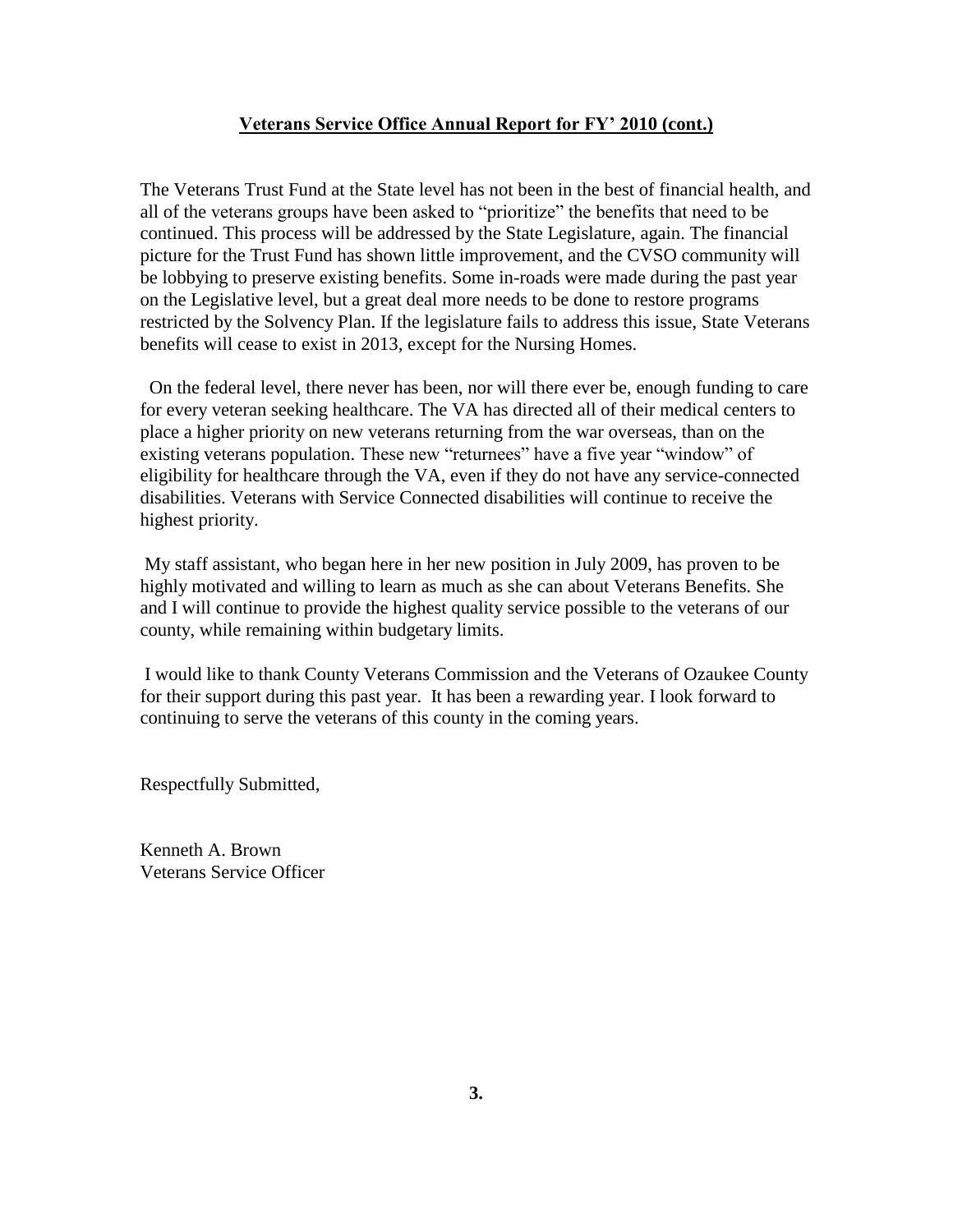**Veterans Service Office Annual Report for FY' 2010 (cont.)**

The Veterans Trust Fund at the State level has not been in the best of financial health, and all of the veterans groups have been asked to "prioritize" the benefits that need to be continued. This process will be addressed by the State Legislature, again. The financial picture for the Trust Fund has shown little improvement, and the CVSO community will be lobbying to preserve existing benefits. Some in-roads were made during the past year on the Legislative level, but a great deal more needs to be done to restore programs restricted by the Solvency Plan. If the legislature fails to address this issue, State Veterans benefits will cease to exist in 2013, except for the Nursing Homes.

On the federal level, there never has been, nor will there ever be, enough funding to care for every veteran seeking healthcare. The VA has directed all of their medical centers to place a higher priority on new veterans returning from the war overseas, than on the existing veterans population. These new "returnees" have a five year "window" of eligibility for healthcare through the VA, even if they do not have any service-connected disabilities. Veterans with Service Connected disabilities will continue to receive the highest priority.

My staff assistant, who began here in her new position in July 2009, has proven to be highly motivated and willing to learn as much as she can about Veterans Benefits. She and I will continue to provide the highest quality service possible to the veterans of our county, while remaining within budgetary limits.

I would like to thank County Veterans Commission and the Veterans of Ozaukee County for their support during this past year. It has been a rewarding year. I look forward to continuing to serve the veterans of this county in the coming years.

Respectfully Submitted,

Kenneth A. Brown
Veterans Service Officer